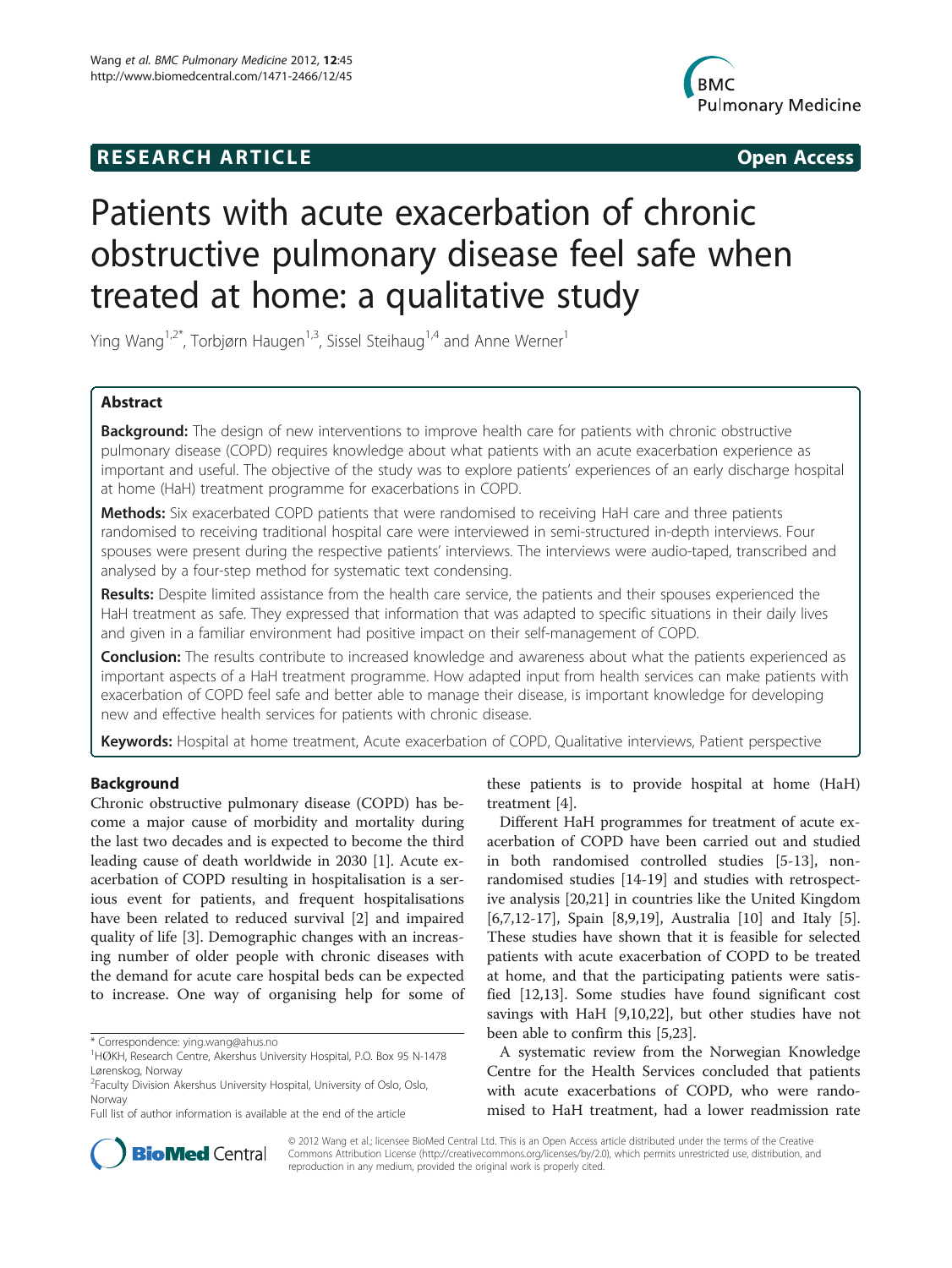**RESEARCH ARTICLE** **Open Access**

# Patients with acute exacerbation of chronic obstructive pulmonary disease feel safe when treated at home: a qualitative study

Ying Wang[1,2*], Torbjørn Haugen[1,3], Sissel Steihaug[1,4] and Anne Werner[1]

## Abstract

**Background:** The design of new interventions to improve health care for patients with chronic obstructive pulmonary disease (COPD) requires knowledge about what patients with an acute exacerbation experience as important and useful. The objective of the study was to explore patients' experiences of an early discharge hospital at home (HaH) treatment programme for exacerbations in COPD.

**Methods:** Six exacerbated COPD patients that were randomised to receiving HaH care and three patients randomised to receiving traditional hospital care were interviewed in semi-structured in-depth interviews. Four spouses were present during the respective patients' interviews. The interviews were audio-taped, transcribed and analysed by a four-step method for systematic text condensing.

**Results:** Despite limited assistance from the health care service, the patients and their spouses experienced the HaH treatment as safe. They expressed that information that was adapted to specific situations in their daily lives and given in a familiar environment had positive impact on their self-management of COPD.

**Conclusion:** The results contribute to increased knowledge and awareness about what the patients experienced as important aspects of a HaH treatment programme. How adapted input from health services can make patients with exacerbation of COPD feel safe and better able to manage their disease, is important knowledge for developing new and effective health services for patients with chronic disease.

**Keywords:** Hospital at home treatment, Acute exacerbation of COPD, Qualitative interviews, Patient perspective

## Background

Chronic obstructive pulmonary disease (COPD) has become a major cause of morbidity and mortality during the last two decades and is expected to become the third leading cause of death worldwide in 2030 [1]. Acute exacerbation of COPD resulting in hospitalisation is a serious event for patients, and frequent hospitalisations have been related to reduced survival [2] and impaired quality of life [3]. Demographic changes with an increasing number of older people with chronic diseases with the demand for acute care hospital beds can be expected to increase. One way of organising help for some of these patients is to provide hospital at home (HaH) treatment [4].

Different HaH programmes for treatment of acute exacerbation of COPD have been carried out and studied in both randomised controlled studies [5-13], non-randomised studies [14-19] and studies with retrospective analysis [20,21] in countries like the United Kingdom [6,7,12-17], Spain [8,9,19], Australia [10] and Italy [5]. These studies have shown that it is feasible for selected patients with acute exacerbation of COPD to be treated at home, and that the participating patients were satisfied [12,13]. Some studies have found significant cost savings with HaH [9,10,22], but other studies have not been able to confirm this [5,23].

A systematic review from the Norwegian Knowledge Centre for the Health Services concluded that patients with acute exacerbations of COPD, who were randomised to HaH treatment, had a lower readmission rate

\* Correspondence: ying.wang@ahus.no
[1]HØKH, Research Centre, Akershus University Hospital, P.O. Box 95 N-1478 Lørenskog, Norway
[2]Faculty Division Akershus University Hospital, University of Oslo, Oslo, Norway
Full list of author information is available at the end of the article

© 2012 Wang et al.; licensee BioMed Central Ltd. This is an Open Access article distributed under the terms of the Creative Commons Attribution License (http://creativecommons.org/licenses/by/2.0), which permits unrestricted use, distribution, and reproduction in any medium, provided the original work is properly cited.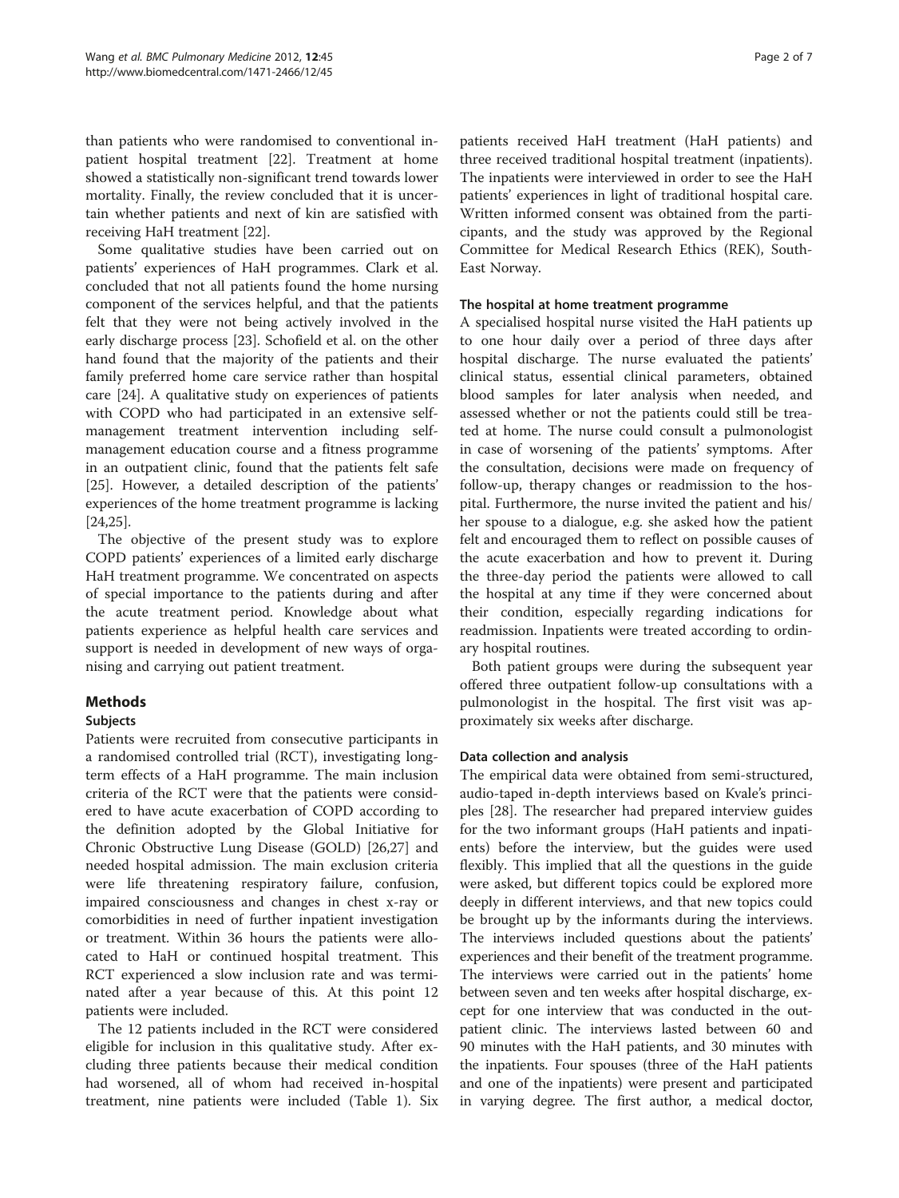than patients who were randomised to conventional in-patient hospital treatment [22]. Treatment at home showed a statistically non-significant trend towards lower mortality. Finally, the review concluded that it is uncertain whether patients and next of kin are satisfied with receiving HaH treatment [22].

Some qualitative studies have been carried out on patients' experiences of HaH programmes. Clark et al. concluded that not all patients found the home nursing component of the services helpful, and that the patients felt that they were not being actively involved in the early discharge process [23]. Schofield et al. on the other hand found that the majority of the patients and their family preferred home care service rather than hospital care [24]. A qualitative study on experiences of patients with COPD who had participated in an extensive self-management treatment intervention including self-management education course and a fitness programme in an outpatient clinic, found that the patients felt safe [25]. However, a detailed description of the patients' experiences of the home treatment programme is lacking [24,25].

The objective of the present study was to explore COPD patients' experiences of a limited early discharge HaH treatment programme. We concentrated on aspects of special importance to the patients during and after the acute treatment period. Knowledge about what patients experience as helpful health care services and support is needed in development of new ways of organising and carrying out patient treatment.

## Methods

### Subjects

Patients were recruited from consecutive participants in a randomised controlled trial (RCT), investigating long-term effects of a HaH programme. The main inclusion criteria of the RCT were that the patients were considered to have acute exacerbation of COPD according to the definition adopted by the Global Initiative for Chronic Obstructive Lung Disease (GOLD) [26,27] and needed hospital admission. The main exclusion criteria were life threatening respiratory failure, confusion, impaired consciousness and changes in chest x-ray or comorbidities in need of further inpatient investigation or treatment. Within 36 hours the patients were allocated to HaH or continued hospital treatment. This RCT experienced a slow inclusion rate and was terminated after a year because of this. At this point 12 patients were included.

The 12 patients included in the RCT were considered eligible for inclusion in this qualitative study. After excluding three patients because their medical condition had worsened, all of whom had received in-hospital treatment, nine patients were included (Table 1). Six patients received HaH treatment (HaH patients) and three received traditional hospital treatment (inpatients). The inpatients were interviewed in order to see the HaH patients' experiences in light of traditional hospital care. Written informed consent was obtained from the participants, and the study was approved by the Regional Committee for Medical Research Ethics (REK), South-East Norway.

### The hospital at home treatment programme

A specialised hospital nurse visited the HaH patients up to one hour daily over a period of three days after hospital discharge. The nurse evaluated the patients' clinical status, essential clinical parameters, obtained blood samples for later analysis when needed, and assessed whether or not the patients could still be treated at home. The nurse could consult a pulmonologist in case of worsening of the patients' symptoms. After the consultation, decisions were made on frequency of follow-up, therapy changes or readmission to the hospital. Furthermore, the nurse invited the patient and his/her spouse to a dialogue, e.g. she asked how the patient felt and encouraged them to reflect on possible causes of the acute exacerbation and how to prevent it. During the three-day period the patients were allowed to call the hospital at any time if they were concerned about their condition, especially regarding indications for readmission. Inpatients were treated according to ordinary hospital routines.

Both patient groups were during the subsequent year offered three outpatient follow-up consultations with a pulmonologist in the hospital. The first visit was approximately six weeks after discharge.

### Data collection and analysis

The empirical data were obtained from semi-structured, audio-taped in-depth interviews based on Kvale's principles [28]. The researcher had prepared interview guides for the two informant groups (HaH patients and inpatients) before the interview, but the guides were used flexibly. This implied that all the questions in the guide were asked, but different topics could be explored more deeply in different interviews, and that new topics could be brought up by the informants during the interviews. The interviews included questions about the patients' experiences and their benefit of the treatment programme. The interviews were carried out in the patients' home between seven and ten weeks after hospital discharge, except for one interview that was conducted in the outpatient clinic. The interviews lasted between 60 and 90 minutes with the HaH patients, and 30 minutes with the inpatients. Four spouses (three of the HaH patients and one of the inpatients) were present and participated in varying degree. The first author, a medical doctor,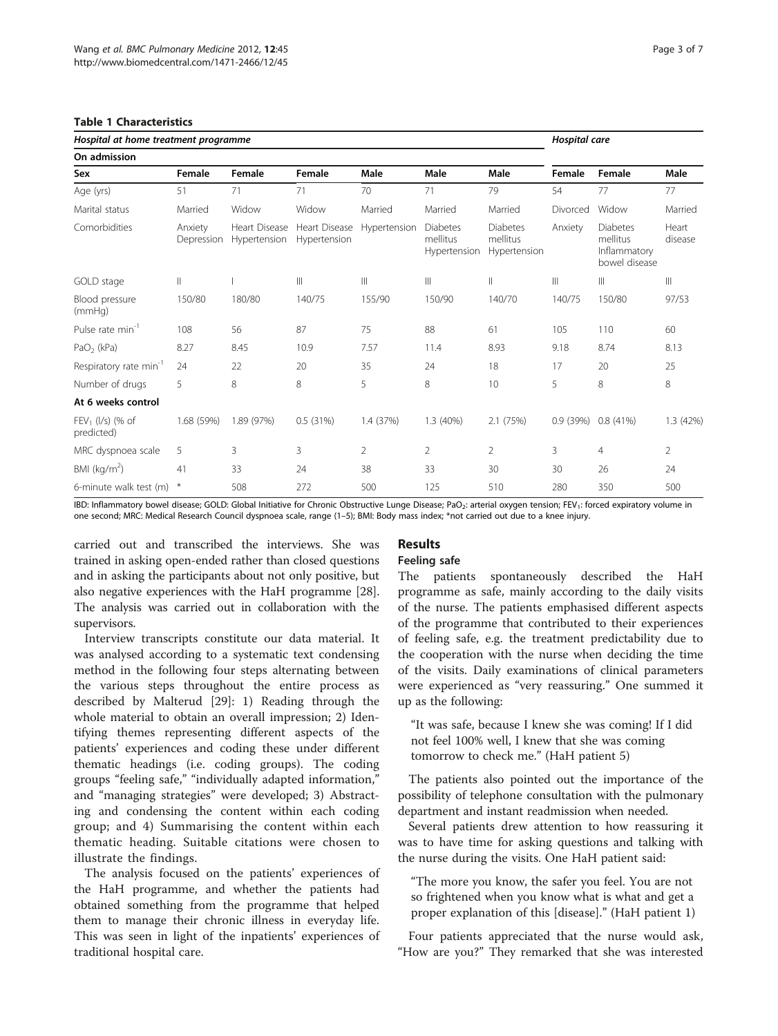**Table 1 Characteristics**

| *Hospital at home treatment programme* | | | | | | | *Hospital care* | | |
|---|---|---|---|---|---|---|---|---|---|
| **On admission** | | | | | | | | | |
| **Sex** | **Female** | **Female** | **Female** | **Male** | **Male** | **Male** | **Female** | **Female** | **Male** |
| Age (yrs) | 51 | 71 | 71 | 70 | 71 | 79 | 54 | 77 | 77 |
| Marital status | Married | Widow | Widow | Married | Married | Married | Divorced | Widow | Married |
| Comorbidities | Anxiety Depression | Heart Disease Hypertension | Heart Disease Hypertension | Hypertension | Diabetes mellitus Hypertension | Diabetes mellitus Hypertension | Anxiety | Diabetes mellitus Inflammatory bowel disease | Heart disease |
| GOLD stage | II | I | III | III | III | II | III | III | III |
| Blood pressure (mmHg) | 150/80 | 180/80 | 140/75 | 155/90 | 150/90 | 140/70 | 140/75 | 150/80 | 97/53 |
| Pulse rate $min^{-1}$ | 108 | 56 | 87 | 75 | 88 | 61 | 105 | 110 | 60 |
| $PaO_2$ (kPa) | 8.27 | 8.45 | 10.9 | 7.57 | 11.4 | 8.93 | 9.18 | 8.74 | 8.13 |
| Respiratory rate $min^{-1}$ | 24 | 22 | 20 | 35 | 24 | 18 | 17 | 20 | 25 |
| Number of drugs | 5 | 8 | 8 | 5 | 8 | 10 | 5 | 8 | 8 |
| **At 6 weeks control** | | | | | | | | | |
| $FEV_1$ (l/s) (% of predicted) | 1.68 (59%) | 1.89 (97%) | 0.5 (31%) | 1.4 (37%) | 1.3 (40%) | 2.1 (75%) | 0.9 (39%) | 0.8 (41%) | 1.3 (42%) |
| MRC dyspnoea scale | 5 | 3 | 3 | 2 | 2 | 2 | 3 | 4 | 2 |
| BMI ($kg/m^2$) | 41 | 33 | 24 | 38 | 33 | 30 | 30 | 26 | 24 |
| 6-minute walk test (m) | * | 508 | 272 | 500 | 125 | 510 | 280 | 350 | 500 |

IBD: Inflammatory bowel disease; GOLD: Global Initiative for Chronic Obstructive Lunge Disease; $PaO_2$: arterial oxygen tension; $FEV_1$: forced expiratory volume in one second; MRC: Medical Research Council dyspnoea scale, range (1–5); BMI: Body mass index; *not carried out due to a knee injury.

carried out and transcribed the interviews. She was trained in asking open-ended rather than closed questions and in asking the participants about not only positive, but also negative experiences with the HaH programme [28]. The analysis was carried out in collaboration with the supervisors.

Interview transcripts constitute our data material. It was analysed according to a systematic text condensing method in the following four steps alternating between the various steps throughout the entire process as described by Malterud [29]: 1) Reading through the whole material to obtain an overall impression; 2) Identifying themes representing different aspects of the patients' experiences and coding these under different thematic headings (i.e. coding groups). The coding groups "feeling safe," "individually adapted information," and "managing strategies" were developed; 3) Abstracting and condensing the content within each coding group; and 4) Summarising the content within each thematic heading. Suitable citations were chosen to illustrate the findings.

The analysis focused on the patients' experiences of the HaH programme, and whether the patients had obtained something from the programme that helped them to manage their chronic illness in everyday life. This was seen in light of the inpatients' experiences of traditional hospital care.

## Results

### Feeling safe

The patients spontaneously described the HaH programme as safe, mainly according to the daily visits of the nurse. The patients emphasised different aspects of the programme that contributed to their experiences of feeling safe, e.g. the treatment predictability due to the cooperation with the nurse when deciding the time of the visits. Daily examinations of clinical parameters were experienced as "very reassuring." One summed it up as the following:

> "It was safe, because I knew she was coming! If I did not feel 100% well, I knew that she was coming tomorrow to check me." (HaH patient 5)

The patients also pointed out the importance of the possibility of telephone consultation with the pulmonary department and instant readmission when needed.

Several patients drew attention to how reassuring it was to have time for asking questions and talking with the nurse during the visits. One HaH patient said:

> "The more you know, the safer you feel. You are not so frightened when you know what is what and get a proper explanation of this [disease]." (HaH patient 1)

Four patients appreciated that the nurse would ask, "How are you?" They remarked that she was interested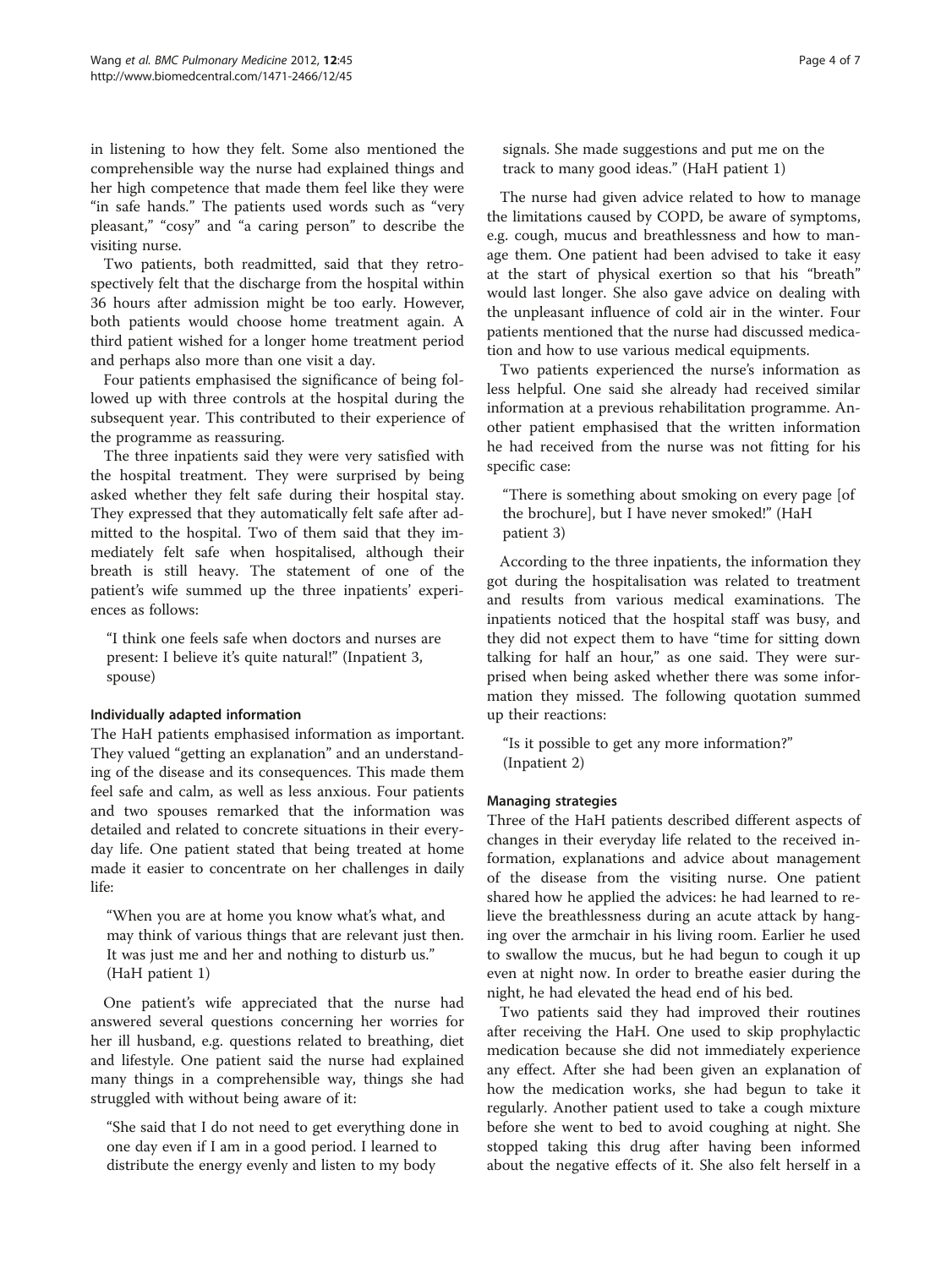in listening to how they felt. Some also mentioned the comprehensible way the nurse had explained things and her high competence that made them feel like they were "in safe hands." The patients used words such as "very pleasant," "cosy" and "a caring person" to describe the visiting nurse.

Two patients, both readmitted, said that they retrospectively felt that the discharge from the hospital within 36 hours after admission might be too early. However, both patients would choose home treatment again. A third patient wished for a longer home treatment period and perhaps also more than one visit a day.

Four patients emphasised the significance of being followed up with three controls at the hospital during the subsequent year. This contributed to their experience of the programme as reassuring.

The three inpatients said they were very satisfied with the hospital treatment. They were surprised by being asked whether they felt safe during their hospital stay. They expressed that they automatically felt safe after admitted to the hospital. Two of them said that they immediately felt safe when hospitalised, although their breath is still heavy. The statement of one of the patient's wife summed up the three inpatients' experiences as follows:

> "I think one feels safe when doctors and nurses are present: I believe it's quite natural!" (Inpatient 3, spouse)

#### Individually adapted information

The HaH patients emphasised information as important. They valued "getting an explanation" and an understanding of the disease and its consequences. This made them feel safe and calm, as well as less anxious. Four patients and two spouses remarked that the information was detailed and related to concrete situations in their everyday life. One patient stated that being treated at home made it easier to concentrate on her challenges in daily life:

> "When you are at home you know what's what, and may think of various things that are relevant just then. It was just me and her and nothing to disturb us." (HaH patient 1)

One patient's wife appreciated that the nurse had answered several questions concerning her worries for her ill husband, e.g. questions related to breathing, diet and lifestyle. One patient said the nurse had explained many things in a comprehensible way, things she had struggled with without being aware of it:

> "She said that I do not need to get everything done in one day even if I am in a good period. I learned to distribute the energy evenly and listen to my body signals. She made suggestions and put me on the track to many good ideas." (HaH patient 1)

The nurse had given advice related to how to manage the limitations caused by COPD, be aware of symptoms, e.g. cough, mucus and breathlessness and how to manage them. One patient had been advised to take it easy at the start of physical exertion so that his "breath" would last longer. She also gave advice on dealing with the unpleasant influence of cold air in the winter. Four patients mentioned that the nurse had discussed medication and how to use various medical equipments.

Two patients experienced the nurse's information as less helpful. One said she already had received similar information at a previous rehabilitation programme. Another patient emphasised that the written information he had received from the nurse was not fitting for his specific case:

> "There is something about smoking on every page [of the brochure], but I have never smoked!" (HaH patient 3)

According to the three inpatients, the information they got during the hospitalisation was related to treatment and results from various medical examinations. The inpatients noticed that the hospital staff was busy, and they did not expect them to have "time for sitting down talking for half an hour," as one said. They were surprised when being asked whether there was some information they missed. The following quotation summed up their reactions:

> "Is it possible to get any more information?" (Inpatient 2)

#### Managing strategies

Three of the HaH patients described different aspects of changes in their everyday life related to the received information, explanations and advice about management of the disease from the visiting nurse. One patient shared how he applied the advices: he had learned to relieve the breathlessness during an acute attack by hanging over the armchair in his living room. Earlier he used to swallow the mucus, but he had begun to cough it up even at night now. In order to breathe easier during the night, he had elevated the head end of his bed.

Two patients said they had improved their routines after receiving the HaH. One used to skip prophylactic medication because she did not immediately experience any effect. After she had been given an explanation of how the medication works, she had begun to take it regularly. Another patient used to take a cough mixture before she went to bed to avoid coughing at night. She stopped taking this drug after having been informed about the negative effects of it. She also felt herself in a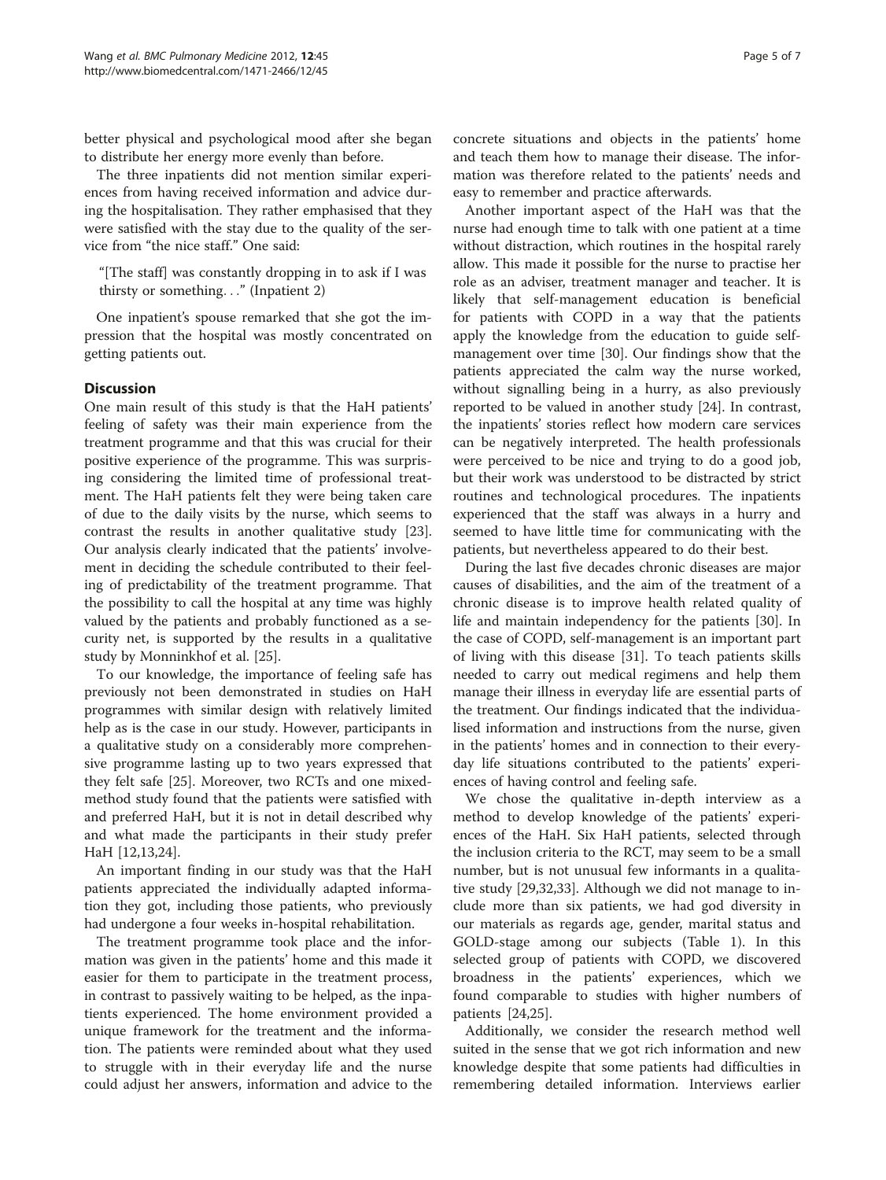better physical and psychological mood after she began to distribute her energy more evenly than before.

The three inpatients did not mention similar experiences from having received information and advice during the hospitalisation. They rather emphasised that they were satisfied with the stay due to the quality of the service from "the nice staff." One said:

> "[The staff] was constantly dropping in to ask if I was thirsty or something…" (Inpatient 2)

One inpatient's spouse remarked that she got the impression that the hospital was mostly concentrated on getting patients out.

## Discussion

One main result of this study is that the HaH patients' feeling of safety was their main experience from the treatment programme and that this was crucial for their positive experience of the programme. This was surprising considering the limited time of professional treatment. The HaH patients felt they were being taken care of due to the daily visits by the nurse, which seems to contrast the results in another qualitative study [23]. Our analysis clearly indicated that the patients' involvement in deciding the schedule contributed to their feeling of predictability of the treatment programme. That the possibility to call the hospital at any time was highly valued by the patients and probably functioned as a security net, is supported by the results in a qualitative study by Monninkhof et al. [25].

To our knowledge, the importance of feeling safe has previously not been demonstrated in studies on HaH programmes with similar design with relatively limited help as is the case in our study. However, participants in a qualitative study on a considerably more comprehensive programme lasting up to two years expressed that they felt safe [25]. Moreover, two RCTs and one mixed-method study found that the patients were satisfied with and preferred HaH, but it is not in detail described why and what made the participants in their study prefer HaH [12,13,24].

An important finding in our study was that the HaH patients appreciated the individually adapted information they got, including those patients, who previously had undergone a four weeks in-hospital rehabilitation.

The treatment programme took place and the information was given in the patients' home and this made it easier for them to participate in the treatment process, in contrast to passively waiting to be helped, as the inpatients experienced. The home environment provided a unique framework for the treatment and the information. The patients were reminded about what they used to struggle with in their everyday life and the nurse could adjust her answers, information and advice to the concrete situations and objects in the patients' home and teach them how to manage their disease. The information was therefore related to the patients' needs and easy to remember and practice afterwards.

Another important aspect of the HaH was that the nurse had enough time to talk with one patient at a time without distraction, which routines in the hospital rarely allow. This made it possible for the nurse to practise her role as an adviser, treatment manager and teacher. It is likely that self-management education is beneficial for patients with COPD in a way that the patients apply the knowledge from the education to guide self-management over time [30]. Our findings show that the patients appreciated the calm way the nurse worked, without signalling being in a hurry, as also previously reported to be valued in another study [24]. In contrast, the inpatients' stories reflect how modern care services can be negatively interpreted. The health professionals were perceived to be nice and trying to do a good job, but their work was understood to be distracted by strict routines and technological procedures. The inpatients experienced that the staff was always in a hurry and seemed to have little time for communicating with the patients, but nevertheless appeared to do their best.

During the last five decades chronic diseases are major causes of disabilities, and the aim of the treatment of a chronic disease is to improve health related quality of life and maintain independency for the patients [30]. In the case of COPD, self-management is an important part of living with this disease [31]. To teach patients skills needed to carry out medical regimens and help them manage their illness in everyday life are essential parts of the treatment. Our findings indicated that the individualised information and instructions from the nurse, given in the patients' homes and in connection to their everyday life situations contributed to the patients' experiences of having control and feeling safe.

We chose the qualitative in-depth interview as a method to develop knowledge of the patients' experiences of the HaH. Six HaH patients, selected through the inclusion criteria to the RCT, may seem to be a small number, but is not unusual few informants in a qualitative study [29,32,33]. Although we did not manage to include more than six patients, we had god diversity in our materials as regards age, gender, marital status and GOLD-stage among our subjects (Table 1). In this selected group of patients with COPD, we discovered broadness in the patients' experiences, which we found comparable to studies with higher numbers of patients [24,25].

Additionally, we consider the research method well suited in the sense that we got rich information and new knowledge despite that some patients had difficulties in remembering detailed information. Interviews earlier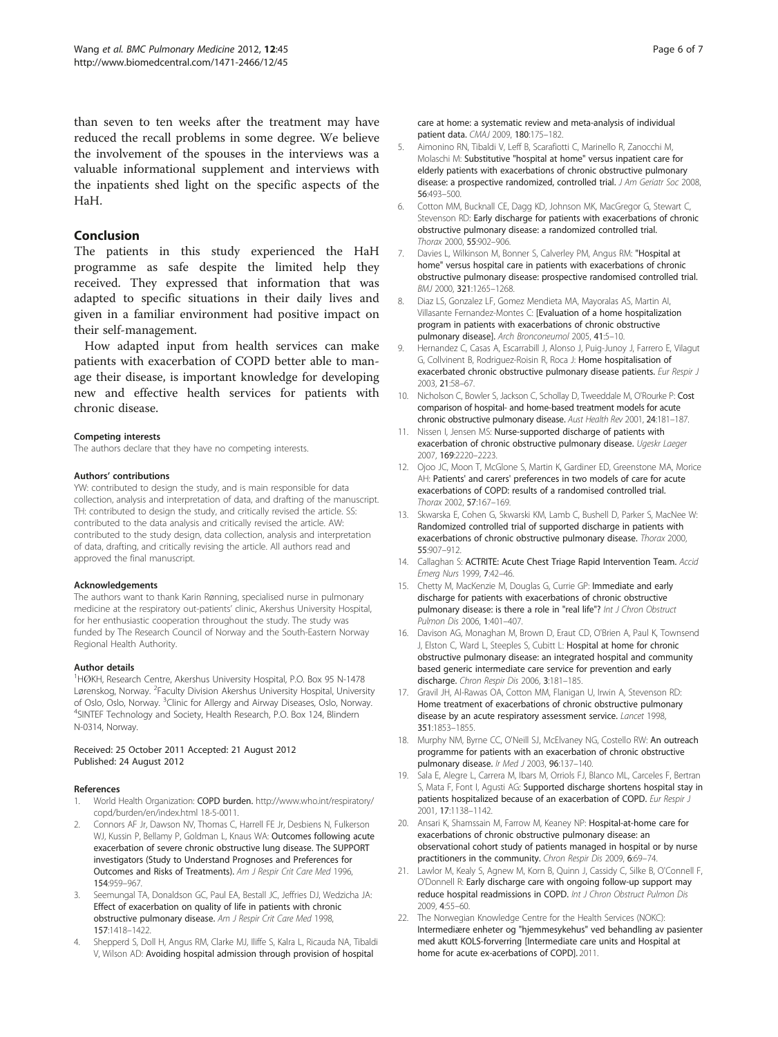than seven to ten weeks after the treatment may have reduced the recall problems in some degree. We believe the involvement of the spouses in the interviews was a valuable informational supplement and interviews with the inpatients shed light on the specific aspects of the HaH.

## Conclusion

The patients in this study experienced the HaH programme as safe despite the limited help they received. They expressed that information that was adapted to specific situations in their daily lives and given in a familiar environment had positive impact on their self-management.

How adapted input from health services can make patients with exacerbation of COPD better able to manage their disease, is important knowledge for developing new and effective health services for patients with chronic disease.

#### Competing interests

The authors declare that they have no competing interests.

#### Authors' contributions

YW: contributed to design the study, and is main responsible for data collection, analysis and interpretation of data, and drafting of the manuscript. TH: contributed to design the study, and critically revised the article. SS: contributed to the data analysis and critically revised the article. AW: contributed to the study design, data collection, analysis and interpretation of data, drafting, and critically revising the article. All authors read and approved the final manuscript.

#### Acknowledgements

The authors want to thank Karin Rønning, specialised nurse in pulmonary medicine at the respiratory out-patients' clinic, Akershus University Hospital, for her enthusiastic cooperation throughout the study. The study was funded by The Research Council of Norway and the South-Eastern Norway Regional Health Authority.

#### Author details

[1]HØKH, Research Centre, Akershus University Hospital, P.O. Box 95 N-1478 Lørenskog, Norway. [2]Faculty Division Akershus University Hospital, University of Oslo, Oslo, Norway. [3]Clinic for Allergy and Airway Diseases, Oslo, Norway. [4]SINTEF Technology and Society, Health Research, P.O. Box 124, Blindern N-0314, Norway.

Received: 25 October 2011 Accepted: 21 August 2012
Published: 24 August 2012

#### References

1. World Health Organization: **COPD burden.** http://www.who.int/respiratory/copd/burden/en/index.html 18-5-0011.
2. Connors AF Jr, Dawson NV, Thomas C, Harrell FE Jr, Desbiens N, Fulkerson WJ, Kussin P, Bellamy P, Goldman L, Knaus WA: **Outcomes following acute exacerbation of severe chronic obstructive lung disease. The SUPPORT investigators (Study to Understand Prognoses and Preferences for Outcomes and Risks of Treatments).** *Am J Respir Crit Care Med* 1996, **154**:959–967.
3. Seemungal TA, Donaldson GC, Paul EA, Bestall JC, Jeffries DJ, Wedzicha JA: **Effect of exacerbation on quality of life in patients with chronic obstructive pulmonary disease.** *Am J Respir Crit Care Med* 1998, **157**:1418–1422.
4. Shepperd S, Doll H, Angus RM, Clarke MJ, Iliffe S, Kalra L, Ricauda NA, Tibaldi V, Wilson AD: **Avoiding hospital admission through provision of hospital care at home: a systematic review and meta-analysis of individual patient data.** *CMAJ* 2009, **180**:175–182.
5. Aimonino RN, Tibaldi V, Leff B, Scarafiotti C, Marinello R, Zanocchi M, Molaschi M: **Substitutive "hospital at home" versus inpatient care for elderly patients with exacerbations of chronic obstructive pulmonary disease: a prospective randomized, controlled trial.** *J Am Geriatr Soc* 2008, **56**:493–500.
6. Cotton MM, Bucknall CE, Dagg KD, Johnson MK, MacGregor G, Stewart C, Stevenson RD: **Early discharge for patients with exacerbations of chronic obstructive pulmonary disease: a randomized controlled trial.** *Thorax* 2000, **55**:902–906.
7. Davies L, Wilkinson M, Bonner S, Calverley PM, Angus RM: **"Hospital at home" versus hospital care in patients with exacerbations of chronic obstructive pulmonary disease: prospective randomised controlled trial.** *BMJ* 2000, **321**:1265–1268.
8. Diaz LS, Gonzalez LF, Gomez Mendieta MA, Mayoralas AS, Martin AI, Villasante Fernandez-Montes C: **[Evaluation of a home hospitalization program in patients with exacerbations of chronic obstructive pulmonary disease].** *Arch Bronconeumol* 2005, **41**:5–10.
9. Hernandez C, Casas A, Escarrabill J, Alonso J, Puig-Junoy J, Farrero E, Vilagut G, Collvinent B, Rodriguez-Roisin R, Roca J: **Home hospitalisation of exacerbated chronic obstructive pulmonary disease patients.** *Eur Respir J* 2003, **21**:58–67.
10. Nicholson C, Bowler S, Jackson C, Schollay D, Tweeddale M, O'Rourke P: **Cost comparison of hospital- and home-based treatment models for acute chronic obstructive pulmonary disease.** *Aust Health Rev* 2001, **24**:181–187.
11. Nissen I, Jensen MS: **Nurse-supported discharge of patients with exacerbation of chronic obstructive pulmonary disease.** *Ugeskr Laeger* 2007, **169**:2220–2223.
12. Ojoo JC, Moon T, McGlone S, Martin K, Gardiner ED, Greenstone MA, Morice AH: **Patients' and carers' preferences in two models of care for acute exacerbations of COPD: results of a randomised controlled trial.** *Thorax* 2002, **57**:167–169.
13. Skwarska E, Cohen G, Skwarski KM, Lamb C, Bushell D, Parker S, MacNee W: **Randomized controlled trial of supported discharge in patients with exacerbations of chronic obstructive pulmonary disease.** *Thorax* 2000, **55**:907–912.
14. Callaghan S: **ACTRITE: Acute Chest Triage Rapid Intervention Team.** *Accid Emerg Nurs* 1999, **7**:42–46.
15. Chetty M, MacKenzie M, Douglas G, Currie GP: **Immediate and early discharge for patients with exacerbations of chronic obstructive pulmonary disease: is there a role in "real life"?** *Int J Chron Obstruct Pulmon Dis* 2006, **1**:401–407.
16. Davison AG, Monaghan M, Brown D, Eraut CD, O'Brien A, Paul K, Townsend J, Elston C, Ward L, Steeples S, Cubitt L: **Hospital at home for chronic obstructive pulmonary disease: an integrated hospital and community based generic intermediate care service for prevention and early discharge.** *Chron Respir Dis* 2006, **3**:181–185.
17. Gravil JH, Al-Rawas OA, Cotton MM, Flanigan U, Irwin A, Stevenson RD: **Home treatment of exacerbations of chronic obstructive pulmonary disease by an acute respiratory assessment service.** *Lancet* 1998, **351**:1853–1855.
18. Murphy NM, Byrne CC, O'Neill SJ, McElvaney NG, Costello RW: **An outreach programme for patients with an exacerbation of chronic obstructive pulmonary disease.** *Ir Med J* 2003, **96**:137–140.
19. Sala E, Alegre L, Carrera M, Ibars M, Orriols FJ, Blanco ML, Carceles F, Bertran S, Mata F, Font I, Agusti AG: **Supported discharge shortens hospital stay in patients hospitalized because of an exacerbation of COPD.** *Eur Respir J* 2001, **17**:1138–1142.
20. Ansari K, Shamssain M, Farrow M, Keaney NP: **Hospital-at-home care for exacerbations of chronic obstructive pulmonary disease: an observational cohort study of patients managed in hospital or by nurse practitioners in the community.** *Chron Respir Dis* 2009, **6**:69–74.
21. Lawlor M, Kealy S, Agnew M, Korn B, Quinn J, Cassidy C, Silke B, O'Connell F, O'Donnell R: **Early discharge care with ongoing follow-up support may reduce hospital readmissions in COPD.** *Int J Chron Obstruct Pulmon Dis* 2009, **4**:55–60.
22. The Norwegian Knowledge Centre for the Health Services (NOKC): **Intermediære enheter og "hjemmesykehus" ved behandling av pasienter med akutt KOLS-forverring [Intermediate care units and Hospital at home for acute ex-acerbations of COPD].** 2011.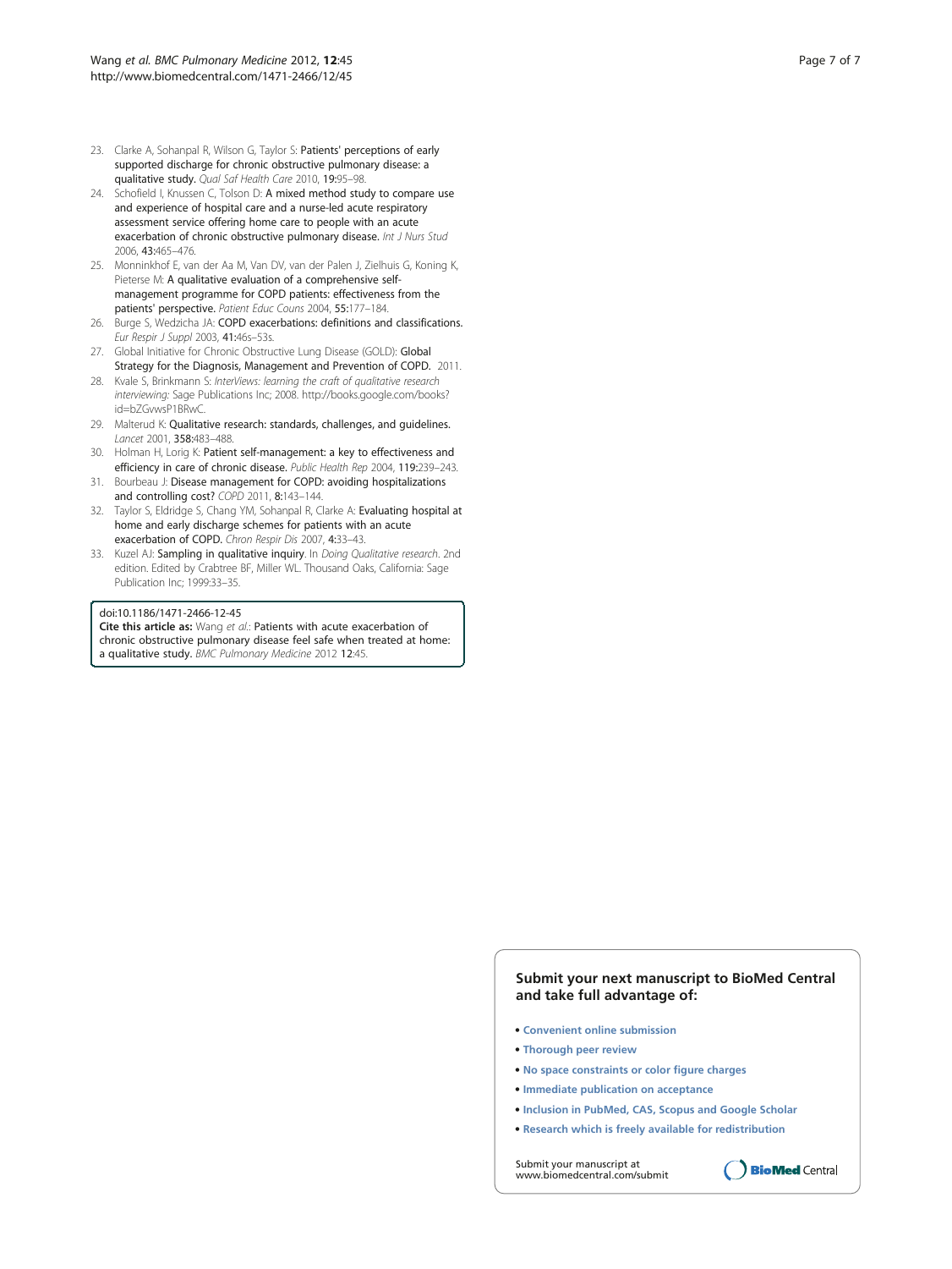23. Clarke A, Sohanpal R, Wilson G, Taylor S: **Patients' perceptions of early supported discharge for chronic obstructive pulmonary disease: a qualitative study.** *Qual Saf Health Care* 2010, **19:**95–98.
24. Schofield I, Knussen C, Tolson D: **A mixed method study to compare use and experience of hospital care and a nurse-led acute respiratory assessment service offering home care to people with an acute exacerbation of chronic obstructive pulmonary disease.** *Int J Nurs Stud* 2006, **43:**465–476.
25. Monninkhof E, van der Aa M, Van DV, van der Palen J, Zielhuis G, Koning K, Pieterse M: **A qualitative evaluation of a comprehensive self-management programme for COPD patients: effectiveness from the patients' perspective.** *Patient Educ Couns* 2004, **55:**177–184.
26. Burge S, Wedzicha JA: **COPD exacerbations: definitions and classifications.** *Eur Respir J Suppl* 2003, **41:**46s–53s.
27. Global Initiative for Chronic Obstructive Lung Disease (GOLD): **Global Strategy for the Diagnosis, Management and Prevention of COPD.** 2011.
28. Kvale S, Brinkmann S: *InterViews: learning the craft of qualitative research interviewing:* Sage Publications Inc; 2008. http://books.google.com/books?id=bZGvwsP1BRwC.
29. Malterud K: **Qualitative research: standards, challenges, and guidelines.** *Lancet* 2001, **358:**483–488.
30. Holman H, Lorig K: **Patient self-management: a key to effectiveness and efficiency in care of chronic disease.** *Public Health Rep* 2004, **119:**239–243.
31. Bourbeau J: **Disease management for COPD: avoiding hospitalizations and controlling cost?** *COPD* 2011, **8:**143–144.
32. Taylor S, Eldridge S, Chang YM, Sohanpal R, Clarke A: **Evaluating hospital at home and early discharge schemes for patients with an acute exacerbation of COPD.** *Chron Respir Dis* 2007, **4:**33–43.
33. Kuzel AJ: **Sampling in qualitative inquiry.** In *Doing Qualitative research.* 2nd edition. Edited by Crabtree BF, Miller WL. Thousand Oaks, California: Sage Publication Inc; 1999:33–35.

doi:10.1186/1471-2466-12-45

**Cite this article as:** Wang *et al.*: Patients with acute exacerbation of chronic obstructive pulmonary disease feel safe when treated at home: a qualitative study. *BMC Pulmonary Medicine* 2012 **12**:45.

**Submit your next manuscript to BioMed Central and take full advantage of:**

- **Convenient online submission**
- **Thorough peer review**
- **No space constraints or color figure charges**
- **Immediate publication on acceptance**
- **Inclusion in PubMed, CAS, Scopus and Google Scholar**
- **Research which is freely available for redistribution**

Submit your manuscript at www.biomedcentral.com/submit

BioMed Central